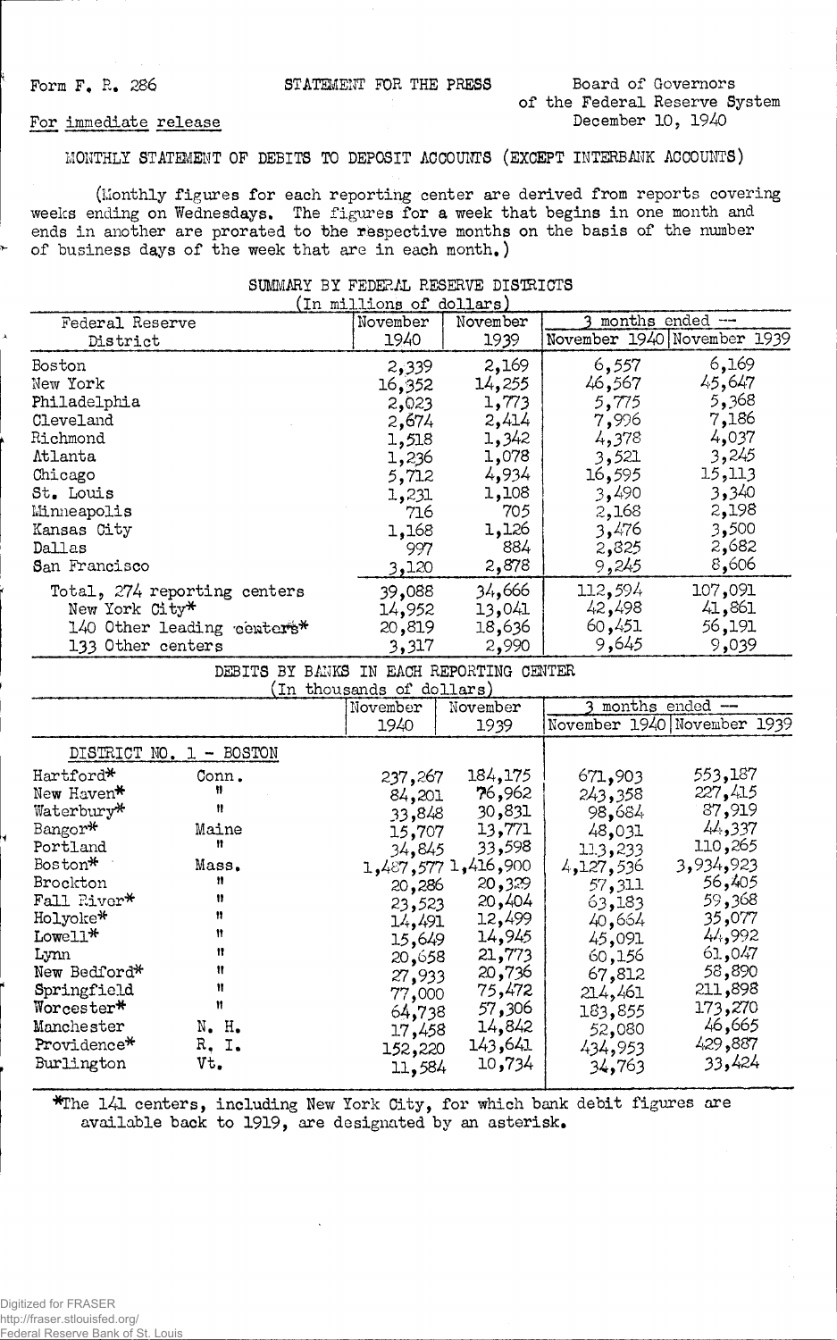Form F. R. 286

STATEMENT FOR THE PRESS

Board of Governors of the Federal Reserve System

For immediate release

December 10, 1940

MONTHLY STATEMENT OF DEBITS TO DEPOSIT ACCOUNTS (EXCEPT INTERBANK ACCOUNTS)

(Monthly figures for each reporting center are derived from reports covering weeks ending on Wednesdays. The figures for a week that begins in one month and ends in another are prorated to the respective months on the basis of the number of business days of the week that are in each month.)

SUMMARY BY FEDERAL RESERVE DISTRICTS

(In millions of dollars)

| Federal Reserve District | November 1940 | November 1939 | 3 months ended — November 1940 | November 1939 |
|---|---|---|---|---|
| Boston | 2,339 | 2,169 | 6,557 | 6,169 |
| New York | 16,352 | 14,255 | 46,567 | 45,647 |
| Philadelphia | 2,023 | 1,773 | 5,775 | 5,368 |
| Cleveland | 2,674 | 2,414 | 7,906 | 7,186 |
| Richmond | 1,518 | 1,342 | 4,378 | 4,037 |
| Atlanta | 1,236 | 1,078 | 3,521 | 3,245 |
| Chicago | 5,712 | 4,934 | 16,595 | 15,113 |
| St. Louis | 1,231 | 1,108 | 3,490 | 3,340 |
| Minneapolis | 716 | 705 | 2,168 | 2,198 |
| Kansas City | 1,168 | 1,126 | 3,476 | 3,500 |
| Dallas | 997 | 884 | 2,825 | 2,682 |
| San Francisco | 3,120 | 2,878 | 9,245 | 8,606 |
| Total, 274 reporting centers | 39,088 | 34,666 | 112,594 | 107,091 |
| New York City* | 14,952 | 13,041 | 42,498 | 41,861 |
| 140 Other leading centers* | 20,819 | 18,636 | 60,451 | 56,191 |
| 133 Other centers | 3,317 | 2,990 | 9,645 | 9,039 |

DEBITS BY BANKS IN EACH REPORTING CENTER

(In thousands of dollars)

| | | November 1940 | November 1939 | 3 months ended — November 1940 | November 1939 |
|---|---|---|---|---|---|
| DISTRICT NO. 1 - BOSTON | | | | | |
| Hartford* | Conn. | 237,267 | 184,175 | 671,903 | 553,187 |
| New Haven* | " | 84,201 | 76,962 | 243,358 | 227,415 |
| Waterbury* | " | 33,848 | 30,831 | 98,684 | 87,919 |
| Bangor* | Maine | 15,707 | 13,771 | 48,031 | 44,337 |
| Portland | " | 34,845 | 33,598 | 113,233 | 110,265 |
| Boston* | Mass. | 1,487,577 | 1,416,900 | 4,127,536 | 3,934,923 |
| Brockton | " | 20,286 | 20,329 | 57,311 | 56,405 |
| Fall River* | " | 23,523 | 20,404 | 63,183 | 59,368 |
| Holyoke* | " | 14,491 | 12,499 | 40,664 | 35,077 |
| Lowell* | " | 15,649 | 14,945 | 45,091 | 44,992 |
| Lynn | " | 20,658 | 21,773 | 60,156 | 61,047 |
| New Bedford* | " | 27,933 | 20,736 | 67,812 | 58,890 |
| Springfield | " | 77,000 | 75,472 | 214,461 | 211,898 |
| Worcester* | " | 64,738 | 57,306 | 183,855 | 173,270 |
| Manchester | N. H. | 17,458 | 14,842 | 52,080 | 46,665 |
| Providence* | R. I. | 152,220 | 143,641 | 434,953 | 429,887 |
| Burlington | Vt. | 11,584 | 10,734 | 34,763 | 33,424 |

*The 141 centers, including New York City, for which bank debit figures are available back to 1919, are designated by an asterisk.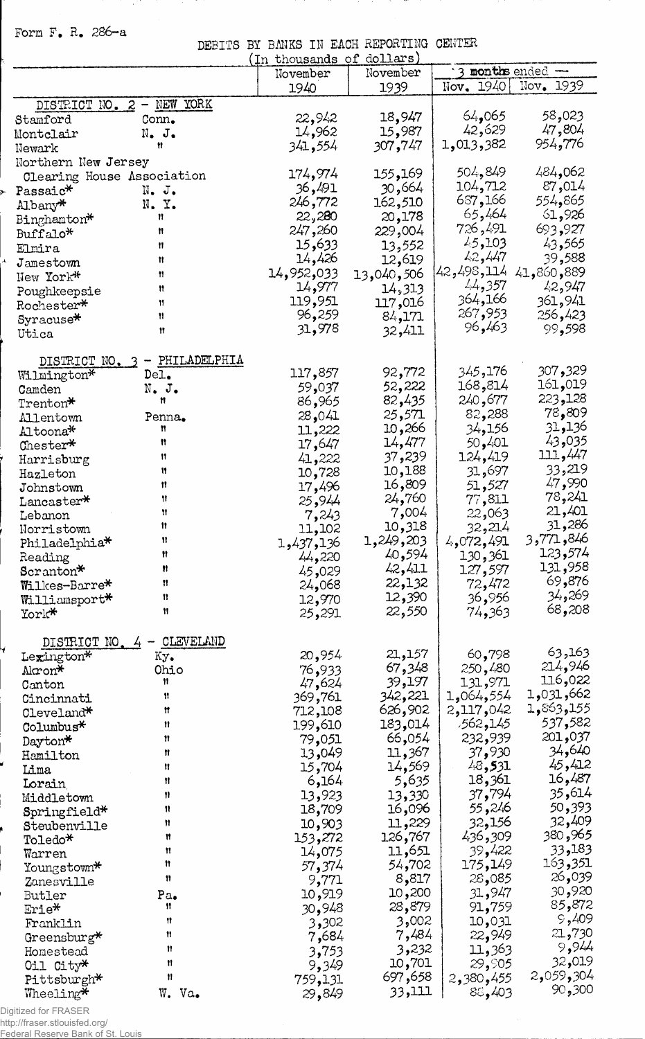Form F. R. 286-a

DEBITS BY BANKS IN EACH REPORTING CENTER

(In thousands of dollars)

| | | November 1940 | November 1939 | 3 months ended — Nov. 1940 | Nov. 1939 |
|---|---|---|---|---|---|
| DISTRICT NO. 2 - NEW YORK | | | | | |
| Stamford | Conn. | 22,942 | 18,947 | 64,065 | 58,023 |
| Montclair | N. J. | 14,962 | 15,987 | 42,629 | 47,804 |
| Newark | " | 341,554 | 307,747 | 1,013,382 | 954,776 |
| Northern New Jersey Clearing House Association | | 174,974 | 155,169 | 504,849 | 484,062 |
| Passaic* | N. J. | 36,491 | 30,664 | 104,712 | 87,014 |
| Albany* | N. Y. | 246,772 | 162,510 | 687,166 | 554,865 |
| Binghamton* | " | 22,280 | 20,178 | 65,464 | 61,926 |
| Buffalo* | " | 247,260 | 229,004 | 726,491 | 693,927 |
| Elmira | " | 15,633 | 13,552 | 45,103 | 43,565 |
| Jamestown | " | 14,426 | 12,619 | 42,447 | 39,588 |
| New York* | " | 14,952,033 | 13,040,506 | 42,498,114 | 41,860,889 |
| Poughkeepsie | " | 14,977 | 14,313 | 44,357 | 42,947 |
| Rochester* | " | 119,951 | 117,016 | 364,166 | 361,941 |
| Syracuse* | " | 96,259 | 84,171 | 267,953 | 256,423 |
| Utica | " | 31,978 | 32,411 | 96,463 | 99,598 |
| DISTRICT NO. 3 - PHILADELPHIA | | | | | |
| Wilmington* | Del. | 117,857 | 92,772 | 345,176 | 307,329 |
| Camden | N. J. | 59,037 | 52,222 | 168,814 | 161,019 |
| Trenton* | " | 86,965 | 82,435 | 240,677 | 223,128 |
| Allentown | Penna. | 28,041 | 25,571 | 82,288 | 78,809 |
| Altoona* | " | 11,222 | 10,266 | 34,156 | 31,136 |
| Chester* | " | 17,647 | 14,477 | 50,401 | 43,035 |
| Harrisburg | " | 41,222 | 37,239 | 124,419 | 111,447 |
| Hazleton | " | 10,728 | 10,188 | 31,697 | 33,219 |
| Johnstown | " | 17,496 | 16,809 | 51,527 | 47,990 |
| Lancaster* | " | 25,944 | 24,760 | 77,811 | 78,241 |
| Lebanon | " | 7,243 | 7,004 | 22,063 | 21,401 |
| Norristown | " | 11,102 | 10,318 | 32,214 | 31,286 |
| Philadelphia* | " | 1,437,136 | 1,249,203 | 4,072,491 | 3,771,846 |
| Reading | " | 44,220 | 40,594 | 130,361 | 123,574 |
| Scranton* | " | 45,029 | 42,411 | 127,597 | 131,958 |
| Wilkes-Barre* | " | 24,068 | 22,132 | 72,472 | 69,876 |
| Williamsport* | " | 12,970 | 12,390 | 36,956 | 34,269 |
| York* | " | 25,291 | 22,550 | 74,363 | 68,208 |
| DISTRICT NO. 4 - CLEVELAND | | | | | |
| Lexington* | Ky. | 20,954 | 21,157 | 60,798 | 63,163 |
| Akron* | Ohio | 76,933 | 67,348 | 250,480 | 214,946 |
| Canton | " | 47,624 | 39,197 | 131,971 | 116,022 |
| Cincinnati | " | 369,761 | 342,221 | 1,064,554 | 1,031,662 |
| Cleveland* | " | 712,108 | 626,902 | 2,117,042 | 1,863,155 |
| Columbus* | " | 199,610 | 183,014 | 562,145 | 537,582 |
| Dayton* | " | 79,051 | 66,054 | 232,939 | 201,037 |
| Hamilton | " | 13,049 | 11,367 | 37,930 | 34,640 |
| Lima | " | 15,704 | 14,569 | 48,531 | 45,412 |
| Lorain | " | 6,164 | 5,635 | 18,361 | 16,487 |
| Middletown | " | 13,923 | 13,330 | 37,794 | 35,614 |
| Springfield* | " | 18,709 | 16,096 | 55,246 | 50,393 |
| Steubenville | " | 10,903 | 11,229 | 32,156 | 32,409 |
| Toledo* | " | 153,272 | 126,767 | 436,309 | 380,965 |
| Warren | " | 14,075 | 11,651 | 39,422 | 33,183 |
| Youngstown* | " | 57,374 | 54,702 | 175,149 | 163,351 |
| Zanesville | " | 9,771 | 8,817 | 28,085 | 26,039 |
| Butler | Pa. | 10,919 | 10,200 | 31,947 | 30,920 |
| Erie* | " | 30,948 | 28,879 | 91,759 | 85,872 |
| Franklin | " | 3,302 | 3,002 | 10,031 | 9,409 |
| Greensburg* | " | 7,684 | 7,484 | 22,949 | 21,730 |
| Homestead | " | 3,753 | 3,232 | 11,363 | 9,944 |
| Oil City* | " | 9,349 | 10,701 | 29,905 | 32,019 |
| Pittsburgh* | " | 759,131 | 697,658 | 2,380,455 | 2,059,304 |
| Wheeling* | W. Va. | 29,849 | 33,111 | 88,403 | 90,300 |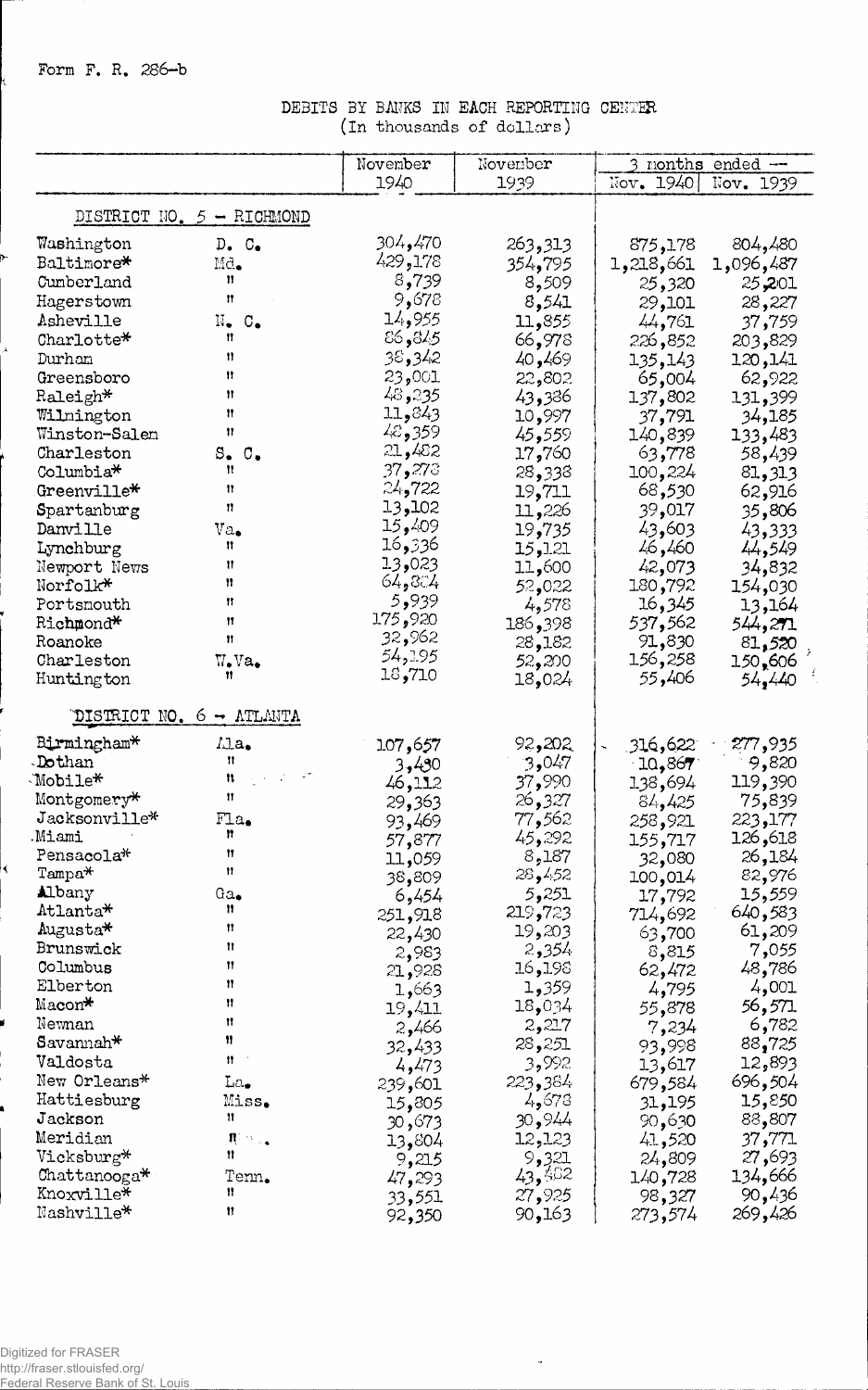Form F. R. 286-b

DEBITS BY BANKS IN EACH REPORTING CENTER
(In thousands of dollars)

| | | November 1940 | November 1939 | 3 months ended — Nov. 1940 | Nov. 1939 |
|---|---|---|---|---|---|
| **DISTRICT NO. 5 - RICHMOND** | | | | | |
| Washington | D. C. | 304,470 | 263,313 | 875,178 | 804,480 |
| Baltimore* | Md. | 429,178 | 354,795 | 1,218,661 | 1,096,487 |
| Cumberland | " | 8,739 | 8,509 | 25,320 | 25,201 |
| Hagerstown | " | 9,678 | 8,541 | 29,101 | 28,227 |
| Asheville | N. C. | 14,955 | 11,855 | 44,761 | 37,759 |
| Charlotte* | " | 86,845 | 66,978 | 226,852 | 203,829 |
| Durham | " | 38,342 | 40,469 | 135,143 | 120,141 |
| Greensboro | " | 23,001 | 22,802 | 65,004 | 62,922 |
| Raleigh* | " | 48,235 | 43,386 | 137,802 | 131,399 |
| Wilmington | " | 11,843 | 10,997 | 37,791 | 34,185 |
| Winston-Salem | " | 48,359 | 45,559 | 140,839 | 133,483 |
| Charleston | S. C. | 21,482 | 17,760 | 63,778 | 58,439 |
| Columbia* | " | 37,273 | 28,338 | 100,224 | 81,313 |
| Greenville* | " | 24,722 | 19,711 | 68,530 | 62,916 |
| Spartanburg | " | 13,102 | 11,226 | 39,017 | 35,806 |
| Danville | Va. | 15,409 | 19,735 | 43,603 | 43,333 |
| Lynchburg | " | 16,336 | 15,121 | 46,460 | 44,549 |
| Newport News | " | 13,023 | 11,600 | 42,073 | 34,832 |
| Norfolk* | " | 64,804 | 52,022 | 180,792 | 154,030 |
| Portsmouth | " | 5,939 | 4,578 | 16,345 | 13,164 |
| Richmond* | " | 175,920 | 186,398 | 537,562 | 544,271 |
| Roanoke | " | 32,962 | 28,182 | 91,830 | 81,520 |
| Charleston | W. Va. | 54,195 | 52,200 | 156,258 | 150,606 |
| Huntington | " | 18,710 | 18,024 | 55,406 | 54,440 |
| **DISTRICT NO. 6 - ATLANTA** | | | | | |
| Birmingham* | Ala. | 107,657 | 92,202 | 316,622 | 277,935 |
| Dothan | " | 3,430 | 3,047 | 10,867 | 9,820 |
| Mobile* | " | 46,112 | 37,990 | 138,694 | 119,390 |
| Montgomery* | " | 29,363 | 26,327 | 84,425 | 75,839 |
| Jacksonville* | Fla. | 93,469 | 77,562 | 258,921 | 223,177 |
| Miami | " | 57,877 | 45,292 | 155,717 | 126,618 |
| Pensacola* | " | 11,059 | 8,187 | 32,080 | 26,184 |
| Tampa* | " | 38,809 | 28,452 | 100,014 | 82,976 |
| Albany | Ga. | 6,454 | 5,251 | 17,792 | 15,559 |
| Atlanta* | " | 251,918 | 219,723 | 714,692 | 640,583 |
| Augusta* | " | 22,430 | 19,203 | 63,700 | 61,209 |
| Brunswick | " | 2,983 | 2,354 | 8,815 | 7,055 |
| Columbus | " | 21,928 | 16,198 | 62,472 | 48,786 |
| Elberton | " | 1,663 | 1,359 | 4,795 | 4,001 |
| Macon* | " | 19,411 | 18,034 | 55,878 | 56,571 |
| Newnan | " | 2,466 | 2,217 | 7,234 | 6,782 |
| Savannah* | " | 32,433 | 28,251 | 93,998 | 88,725 |
| Valdosta | " | 4,473 | 3,992 | 13,617 | 12,893 |
| New Orleans* | La. | 239,601 | 223,384 | 679,584 | 696,504 |
| Hattiesburg | Miss. | 15,805 | 4,678 | 31,195 | 15,850 |
| Jackson | " | 30,673 | 30,944 | 90,630 | 88,807 |
| Meridian | " | 13,804 | 12,123 | 41,520 | 37,771 |
| Vicksburg* | " | 9,215 | 9,321 | 24,809 | 27,693 |
| Chattanooga* | Tenn. | 47,293 | 43,482 | 140,728 | 134,666 |
| Knoxville* | " | 33,551 | 27,925 | 98,327 | 90,436 |
| Nashville* | " | 92,350 | 90,163 | 273,574 | 269,426 |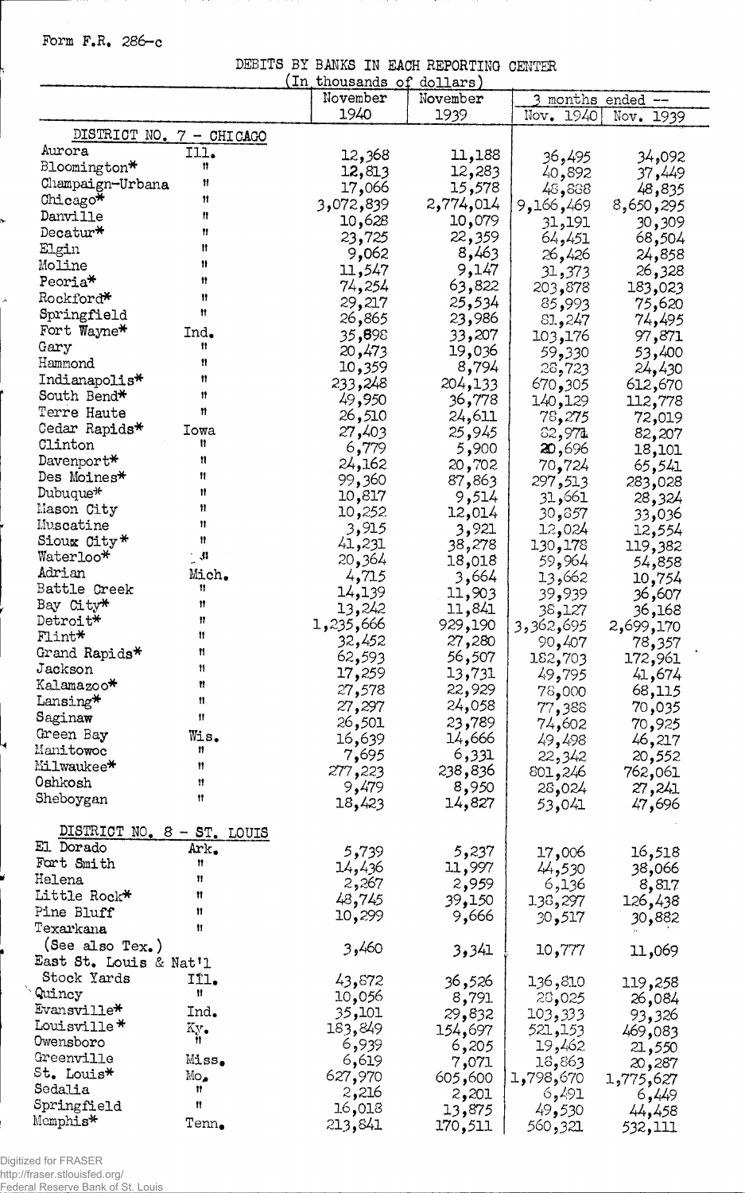Form F.R. 286-c

DEBITS BY BANKS IN EACH REPORTING CENTER

(In thousands of dollars)

| | | November 1940 | November 1939 | 3 months ended -- Nov. 1940 | Nov. 1939 |
|---|---|---|---|---|---|
| DISTRICT NO. 7 - CHICAGO | | | | | |
| Aurora | Ill. | 12,368 | 11,188 | 36,495 | 34,092 |
| Bloomington* | " | 12,813 | 12,283 | 40,892 | 37,449 |
| Champaign-Urbana | " | 17,066 | 15,578 | 48,888 | 48,835 |
| Chicago* | " | 3,072,839 | 2,774,014 | 9,166,469 | 8,650,295 |
| Danville | " | 10,628 | 10,079 | 31,191 | 30,309 |
| Decatur* | " | 23,725 | 22,359 | 64,451 | 68,504 |
| Elgin | " | 9,062 | 8,463 | 26,426 | 24,858 |
| Moline | " | 11,547 | 9,147 | 31,373 | 26,328 |
| Peoria* | " | 74,254 | 63,822 | 203,878 | 183,023 |
| Rockford* | " | 29,217 | 25,534 | 85,993 | 75,620 |
| Springfield | " | 26,865 | 23,986 | 81,247 | 74,495 |
| Fort Wayne* | Ind. | 35,898 | 33,207 | 103,176 | 97,871 |
| Gary | " | 20,473 | 19,036 | 59,330 | 53,400 |
| Hammond | " | 10,359 | 8,794 | 28,723 | 24,430 |
| Indianapolis* | " | 233,248 | 204,133 | 670,305 | 612,670 |
| South Bend* | " | 49,950 | 36,778 | 140,129 | 112,778 |
| Terre Haute | " | 26,510 | 24,611 | 78,275 | 72,019 |
| Cedar Rapids* | Iowa | 27,403 | 25,945 | 82,971 | 82,207 |
| Clinton | " | 6,779 | 5,900 | 20,696 | 18,101 |
| Davenport* | " | 24,162 | 20,702 | 70,724 | 65,541 |
| Des Moines* | " | 99,360 | 87,863 | 297,513 | 283,028 |
| Dubuque* | " | 10,817 | 9,514 | 31,661 | 28,324 |
| Mason City | " | 10,252 | 12,014 | 30,857 | 33,036 |
| Muscatine | " | 3,915 | 3,921 | 12,024 | 12,554 |
| Sioux City* | " | 41,231 | 38,278 | 130,178 | 119,382 |
| Waterloo* | " | 20,364 | 18,018 | 59,964 | 54,858 |
| Adrian | Mich. | 4,715 | 3,664 | 13,662 | 10,754 |
| Battle Creek | " | 14,139 | 11,903 | 39,939 | 36,607 |
| Bay City* | " | 13,242 | 11,841 | 38,127 | 36,168 |
| Detroit* | " | 1,235,666 | 929,190 | 3,362,695 | 2,699,170 |
| Flint* | " | 32,452 | 27,280 | 90,407 | 78,357 |
| Grand Rapids* | " | 62,593 | 56,507 | 182,703 | 172,961 |
| Jackson | " | 17,259 | 13,731 | 49,795 | 41,674 |
| Kalamazoo* | " | 27,578 | 22,929 | 78,000 | 68,115 |
| Lansing* | " | 27,297 | 24,058 | 77,388 | 70,035 |
| Saginaw | " | 26,501 | 23,789 | 74,602 | 70,925 |
| Green Bay | Wis. | 16,639 | 14,666 | 49,498 | 46,217 |
| Manitowoc | " | 7,695 | 6,331 | 22,342 | 20,552 |
| Milwaukee* | " | 277,223 | 238,836 | 801,246 | 762,061 |
| Oshkosh | " | 9,479 | 8,950 | 28,024 | 27,241 |
| Sheboygan | " | 18,423 | 14,827 | 53,041 | 47,696 |
| DISTRICT NO. 8 - ST. LOUIS | | | | | |
| El Dorado | Ark. | 5,739 | 5,237 | 17,006 | 16,518 |
| Fort Smith | " | 14,436 | 11,997 | 44,530 | 38,066 |
| Helena | " | 2,267 | 2,959 | 6,136 | 8,817 |
| Little Rock* | " | 48,745 | 39,150 | 138,297 | 126,438 |
| Pine Bluff | " | 10,299 | 9,666 | 30,517 | 30,882 |
| Texarkana (See also Tex.) | " | 3,460 | 3,341 | 10,777 | 11,069 |
| East St. Louis & Nat'l Stock Yards | Ill. | 43,872 | 36,526 | 136,810 | 119,258 |
| Quincy | " | 10,056 | 8,791 | 28,025 | 26,084 |
| Evansville* | Ind. | 35,101 | 29,832 | 103,333 | 93,326 |
| Louisville* | Ky. | 183,849 | 154,697 | 521,153 | 469,083 |
| Owensboro | " | 6,939 | 6,205 | 19,462 | 21,550 |
| Greenville | Miss. | 6,619 | 7,071 | 18,863 | 20,287 |
| St. Louis* | Mo. | 627,970 | 605,600 | 1,798,670 | 1,775,627 |
| Sedalia | " | 2,216 | 2,201 | 6,491 | 6,449 |
| Springfield | " | 16,018 | 13,875 | 49,530 | 44,458 |
| Memphis* | Tenn. | 213,841 | 170,511 | 560,321 | 532,111 |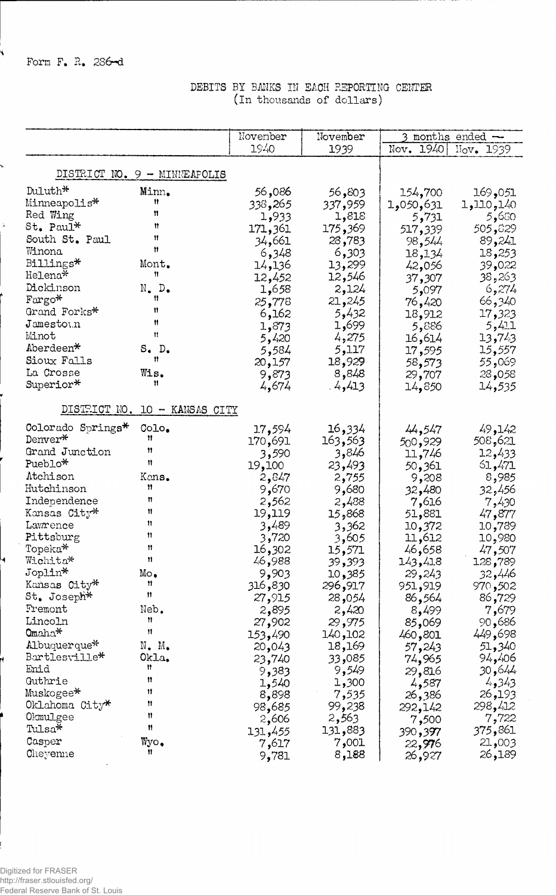Form F. R. 286-d

DEBITS BY BANKS IN EACH REPORTING CENTER
(In thousands of dollars)

| | | November 1940 | November 1939 | 3 months ended — Nov. 1940 | Nov. 1939 |
|---|---|---|---|---|---|
| DISTRICT NO. 9 - MINNEAPOLIS | | | | | |
| Duluth* | Minn. | 56,086 | 56,803 | 154,700 | 169,051 |
| Minneapolis* | " | 338,265 | 337,959 | 1,050,631 | 1,110,140 |
| Red Wing | " | 1,933 | 1,818 | 5,731 | 5,680 |
| St. Paul* | " | 171,361 | 175,369 | 517,339 | 505,829 |
| South St. Paul | " | 34,661 | 28,783 | 98,544 | 89,241 |
| Winona | " | 6,348 | 6,303 | 18,134 | 18,253 |
| Billings* | Mont. | 14,136 | 13,299 | 42,056 | 39,022 |
| Helena* | " | 12,452 | 12,546 | 37,307 | 38,263 |
| Dickinson | N. D. | 1,658 | 2,124 | 5,097 | 6,274 |
| Fargo* | " | 25,778 | 21,245 | 76,420 | 66,340 |
| Grand Forks* | " | 6,162 | 5,432 | 18,912 | 17,323 |
| Jamestown | " | 1,873 | 1,699 | 5,886 | 5,411 |
| Minot | " | 5,420 | 4,275 | 16,614 | 13,743 |
| Aberdeen* | S. D. | 5,584 | 5,117 | 17,595 | 15,557 |
| Sioux Falls | " | 20,157 | 18,929 | 58,573 | 55,069 |
| La Crosse | Wis. | 9,873 | 8,848 | 29,707 | 28,058 |
| Superior* | " | 4,674 | 4,413 | 14,850 | 14,535 |
| DISTRICT NO. 10 - KANSAS CITY | | | | | |
| Colorado Springs* | Colo. | 17,594 | 16,334 | 44,547 | 49,142 |
| Denver* | " | 170,691 | 163,563 | 500,929 | 508,621 |
| Grand Junction | " | 3,590 | 3,846 | 11,746 | 12,433 |
| Pueblo* | " | 19,100 | 23,493 | 50,361 | 61,471 |
| Atchison | Kans. | 2,847 | 2,755 | 9,208 | 8,985 |
| Hutchinson | " | 9,670 | 9,680 | 32,480 | 32,456 |
| Independence | " | 2,562 | 2,488 | 7,616 | 7,430 |
| Kansas City* | " | 19,119 | 15,868 | 51,881 | 47,877 |
| Lawrence | " | 3,489 | 3,362 | 10,372 | 10,789 |
| Pittsburg | " | 3,720 | 3,605 | 11,612 | 10,980 |
| Topeka* | " | 16,302 | 15,571 | 46,658 | 47,507 |
| Wichita* | " | 46,988 | 39,393 | 143,418 | 128,789 |
| Joplin* | Mo. | 9,903 | 10,385 | 29,243 | 32,446 |
| Kansas City* | " | 316,830 | 296,917 | 951,919 | 970,502 |
| St. Joseph* | " | 27,915 | 28,054 | 86,564 | 86,729 |
| Fremont | Neb. | 2,895 | 2,420 | 8,499 | 7,679 |
| Lincoln | " | 27,902 | 29,975 | 85,069 | 90,686 |
| Omaha* | " | 153,490 | 140,102 | 460,801 | 449,698 |
| Albuquerque* | N. M. | 20,043 | 18,169 | 57,243 | 51,340 |
| Bartlesville* | Okla. | 23,740 | 33,085 | 74,965 | 94,406 |
| Enid | " | 9,383 | 9,549 | 29,816 | 30,644 |
| Guthrie | " | 1,540 | 1,300 | 4,587 | 4,343 |
| Muskogee* | " | 8,898 | 7,535 | 26,386 | 26,193 |
| Oklahoma City* | " | 98,685 | 99,238 | 292,142 | 298,412 |
| Okmulgee | " | 2,606 | 2,563 | 7,500 | 7,722 |
| Tulsa* | " | 131,455 | 131,883 | 390,397 | 375,861 |
| Casper | Wyo. | 7,617 | 7,001 | 22,976 | 21,003 |
| Cheyenne | " | 9,781 | 8,188 | 26,927 | 26,189 |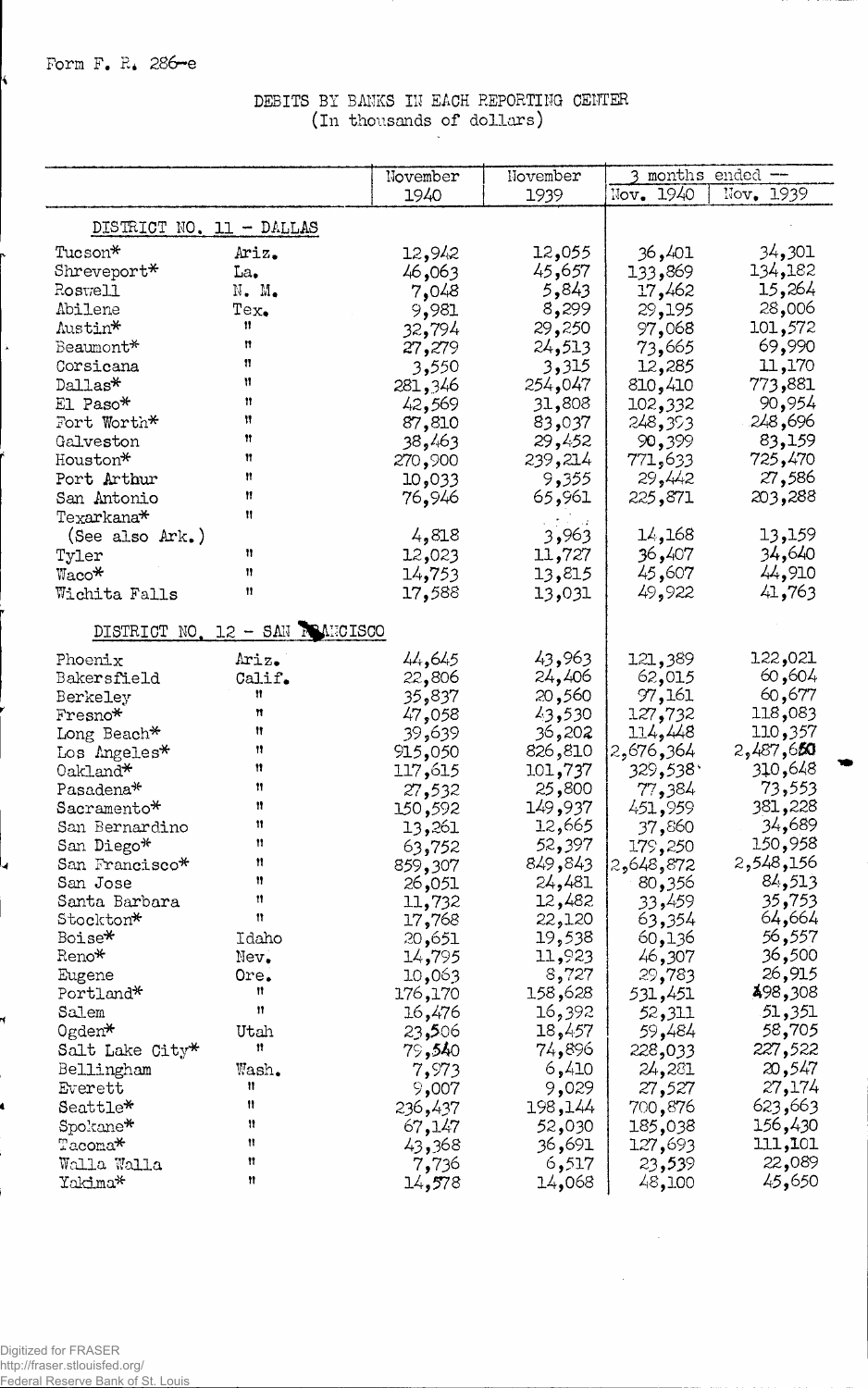Form F. R. 286-e

# DEBITS BY BANKS IN EACH REPORTING CENTER
(In thousands of dollars)

| | | November 1940 | November 1939 | 3 months ended — Nov. 1940 | Nov. 1939 |
|---|---|---|---|---|---|
| DISTRICT NO. 11 - DALLAS | | | | | |
| Tucson* | Ariz. | 12,942 | 12,055 | 36,401 | 34,301 |
| Shreveport* | La. | 46,063 | 45,657 | 133,869 | 134,182 |
| Roswell | N. M. | 7,048 | 5,843 | 17,462 | 15,264 |
| Abilene | Tex. | 9,981 | 8,299 | 29,195 | 28,006 |
| Austin* | " | 32,794 | 29,250 | 97,068 | 101,572 |
| Beaumont* | " | 27,279 | 24,513 | 73,665 | 69,990 |
| Corsicana | " | 3,550 | 3,315 | 12,285 | 11,170 |
| Dallas* | " | 281,346 | 254,047 | 810,410 | 773,881 |
| El Paso* | " | 42,569 | 31,808 | 102,332 | 90,954 |
| Fort Worth* | " | 87,810 | 83,037 | 248,393 | 248,696 |
| Galveston | " | 38,463 | 29,452 | 90,399 | 83,159 |
| Houston* | " | 270,900 | 239,214 | 771,633 | 725,470 |
| Port Arthur | " | 10,033 | 9,355 | 29,442 | 27,586 |
| San Antonio | " | 76,946 | 65,961 | 225,871 | 203,288 |
| Texarkana* (See also Ark.) | " | 4,818 | 3,963 | 14,168 | 13,159 |
| Tyler | " | 12,023 | 11,727 | 36,407 | 34,640 |
| Waco* | " | 14,753 | 13,815 | 45,607 | 44,910 |
| Wichita Falls | " | 17,588 | 13,031 | 49,922 | 41,763 |
| DISTRICT NO. 12 - SAN FRANCISCO | | | | | |
| Phoenix | Ariz. | 44,645 | 43,963 | 121,389 | 122,021 |
| Bakersfield | Calif. | 22,806 | 24,406 | 62,015 | 60,604 |
| Berkeley | " | 35,837 | 20,560 | 97,161 | 60,677 |
| Fresno* | " | 47,058 | 43,530 | 127,732 | 118,083 |
| Long Beach* | " | 39,639 | 36,202 | 114,448 | 110,357 |
| Los Angeles* | " | 915,050 | 826,810 | 2,676,364 | 2,487,650 |
| Oakland* | " | 117,615 | 101,737 | 329,538 | 310,648 |
| Pasadena* | " | 27,532 | 25,800 | 77,384 | 73,553 |
| Sacramento* | " | 150,592 | 149,937 | 451,959 | 381,228 |
| San Bernardino | " | 13,261 | 12,665 | 37,860 | 34,689 |
| San Diego* | " | 63,752 | 52,397 | 179,250 | 150,958 |
| San Francisco* | " | 859,307 | 849,843 | 2,648,872 | 2,548,156 |
| San Jose | " | 26,051 | 24,481 | 80,356 | 84,513 |
| Santa Barbara | " | 11,732 | 12,482 | 33,459 | 35,753 |
| Stockton* | " | 17,768 | 22,120 | 63,354 | 64,664 |
| Boise* | Idaho | 20,651 | 19,538 | 60,136 | 56,557 |
| Reno* | Nev. | 14,795 | 11,923 | 46,307 | 36,500 |
| Eugene | Ore. | 10,063 | 8,727 | 29,783 | 26,915 |
| Portland* | " | 176,170 | 158,628 | 531,451 | 498,308 |
| Salem | " | 16,476 | 16,392 | 52,311 | 51,351 |
| Ogden* | Utah | 23,506 | 18,457 | 59,484 | 58,705 |
| Salt Lake City* | " | 79,540 | 74,896 | 228,033 | 227,522 |
| Bellingham | Wash. | 7,973 | 6,410 | 24,281 | 20,547 |
| Everett | " | 9,007 | 9,029 | 27,527 | 27,174 |
| Seattle* | " | 236,437 | 198,144 | 700,876 | 623,663 |
| Spokane* | " | 67,147 | 52,030 | 185,038 | 156,430 |
| Tacoma* | " | 43,368 | 36,691 | 127,693 | 111,101 |
| Walla Walla | " | 7,736 | 6,517 | 23,539 | 22,089 |
| Yakima* | " | 14,578 | 14,068 | 48,100 | 45,650 |